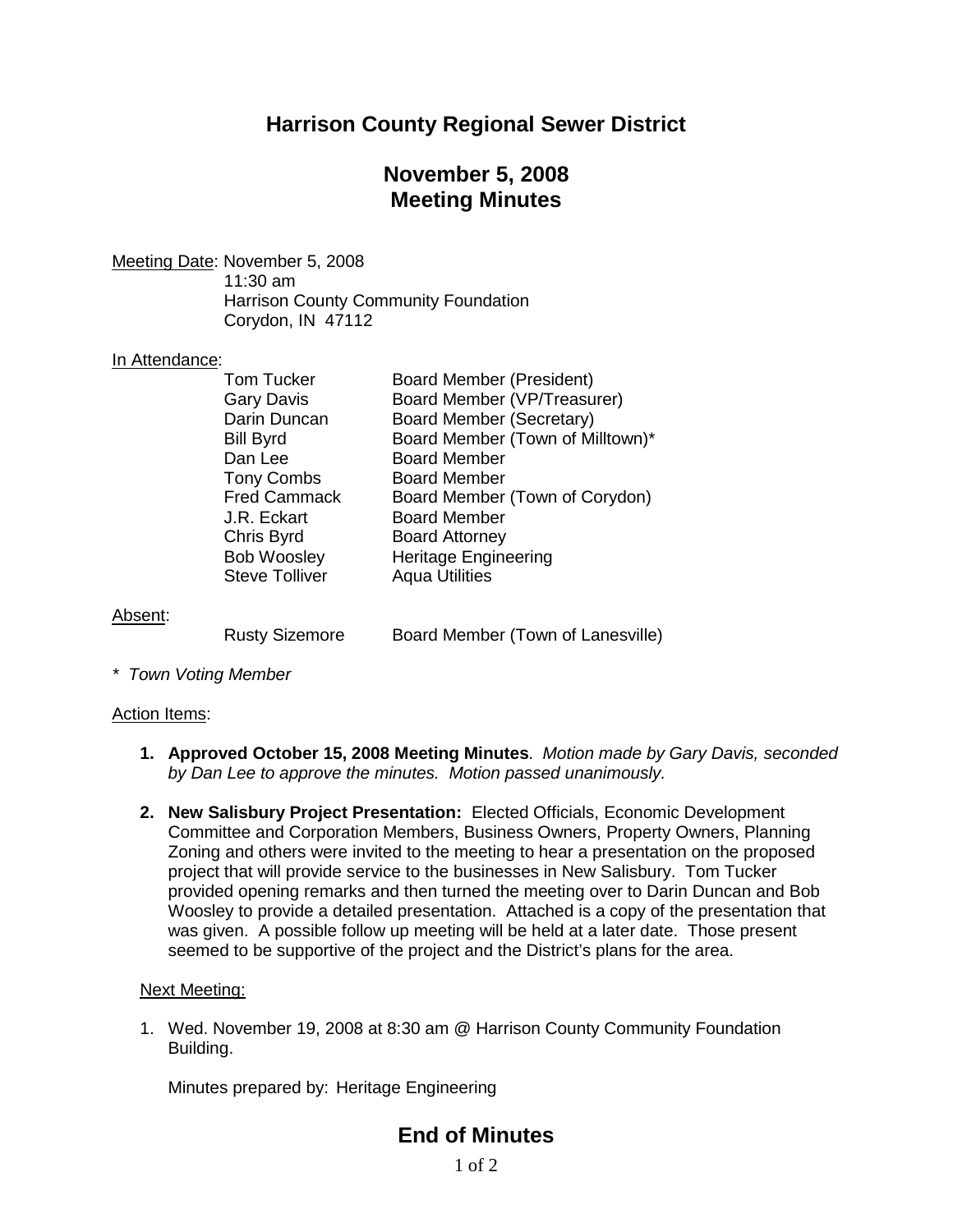# Harrison County Regional Sewer District

## November 5, 2008
## Meeting Minutes

Meeting Date: November 5, 2008
11:30 am
Harrison County Community Foundation
Corydon, IN 47112

In Attendance:

| | |
|---|---|
| Tom Tucker | Board Member (President) |
| Gary Davis | Board Member (VP/Treasurer) |
| Darin Duncan | Board Member (Secretary) |
| Bill Byrd | Board Member (Town of Milltown)* |
| Dan Lee | Board Member |
| Tony Combs | Board Member |
| Fred Cammack | Board Member (Town of Corydon) |
| J.R. Eckart | Board Member |
| Chris Byrd | Board Attorney |
| Bob Woosley | Heritage Engineering |
| Steve Tolliver | Aqua Utilities |

Absent:

| | |
|---|---|
| Rusty Sizemore | Board Member (Town of Lanesville) |

*\* Town Voting Member*

Action Items:

1. **Approved October 15, 2008 Meeting Minutes**. *Motion made by Gary Davis, seconded by Dan Lee to approve the minutes. Motion passed unanimously.*

2. **New Salisbury Project Presentation:** Elected Officials, Economic Development Committee and Corporation Members, Business Owners, Property Owners, Planning Zoning and others were invited to the meeting to hear a presentation on the proposed project that will provide service to the businesses in New Salisbury. Tom Tucker provided opening remarks and then turned the meeting over to Darin Duncan and Bob Woosley to provide a detailed presentation. Attached is a copy of the presentation that was given. A possible follow up meeting will be held at a later date. Those present seemed to be supportive of the project and the District's plans for the area.

Next Meeting:

1. Wed. November 19, 2008 at 8:30 am @ Harrison County Community Foundation Building.

Minutes prepared by: Heritage Engineering

## End of Minutes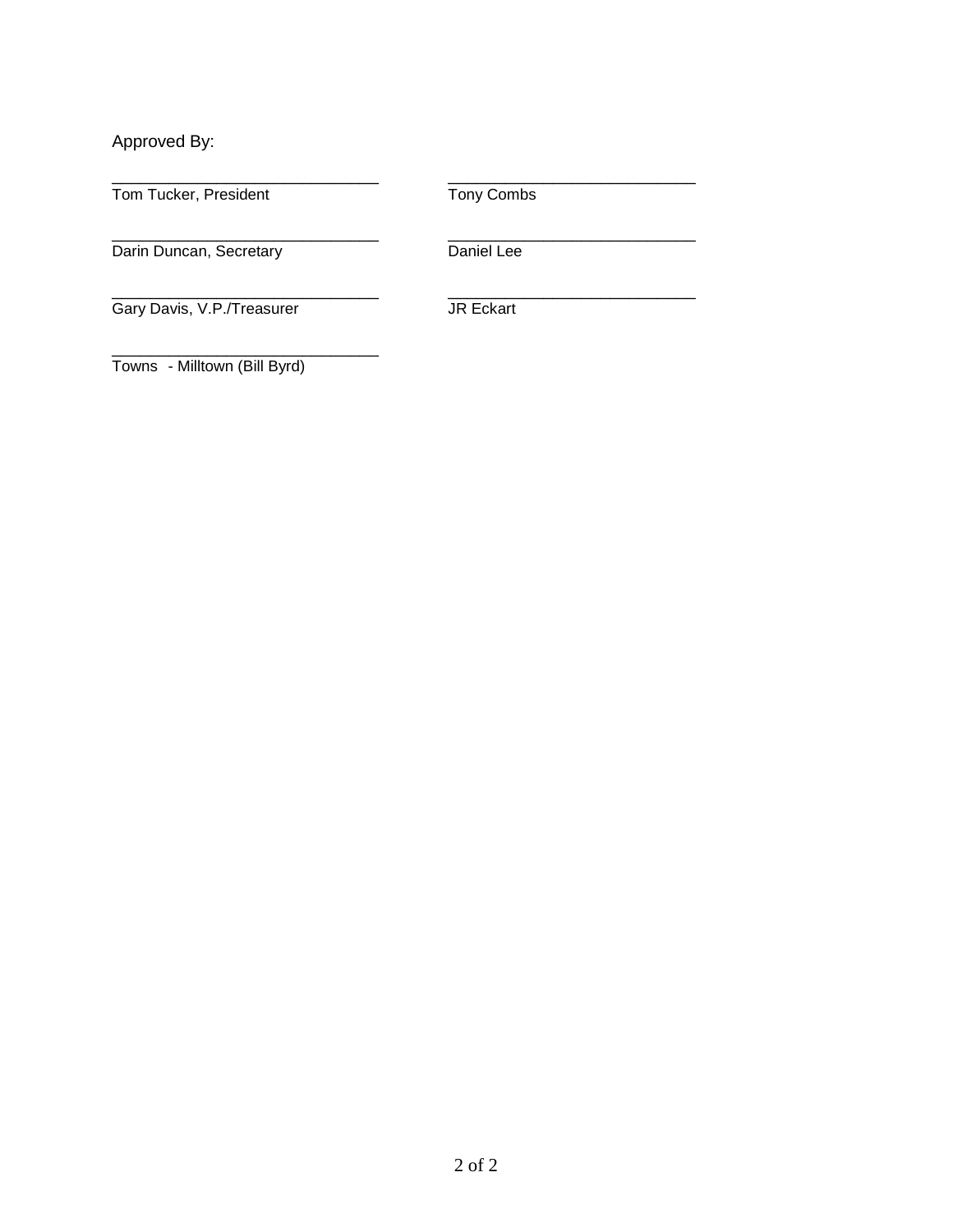Approved By:

| | |
|---|---|
| \_\_\_\_\_\_\_\_\_\_\_\_\_\_\_\_\_\_\_\_\_\_\_\_\_\_\_\_<br>Tom Tucker, President | \_\_\_\_\_\_\_\_\_\_\_\_\_\_\_\_\_\_\_\_\_\_\_\_\_\_\_\_<br>Tony Combs |
| \_\_\_\_\_\_\_\_\_\_\_\_\_\_\_\_\_\_\_\_\_\_\_\_\_\_\_\_<br>Darin Duncan, Secretary | \_\_\_\_\_\_\_\_\_\_\_\_\_\_\_\_\_\_\_\_\_\_\_\_\_\_\_\_<br>Daniel Lee |
| \_\_\_\_\_\_\_\_\_\_\_\_\_\_\_\_\_\_\_\_\_\_\_\_\_\_\_\_<br>Gary Davis, V.P./Treasurer | \_\_\_\_\_\_\_\_\_\_\_\_\_\_\_\_\_\_\_\_\_\_\_\_\_\_\_\_<br>JR Eckart |
| \_\_\_\_\_\_\_\_\_\_\_\_\_\_\_\_\_\_\_\_\_\_\_\_\_\_\_\_<br>Towns - Milltown (Bill Byrd) | |